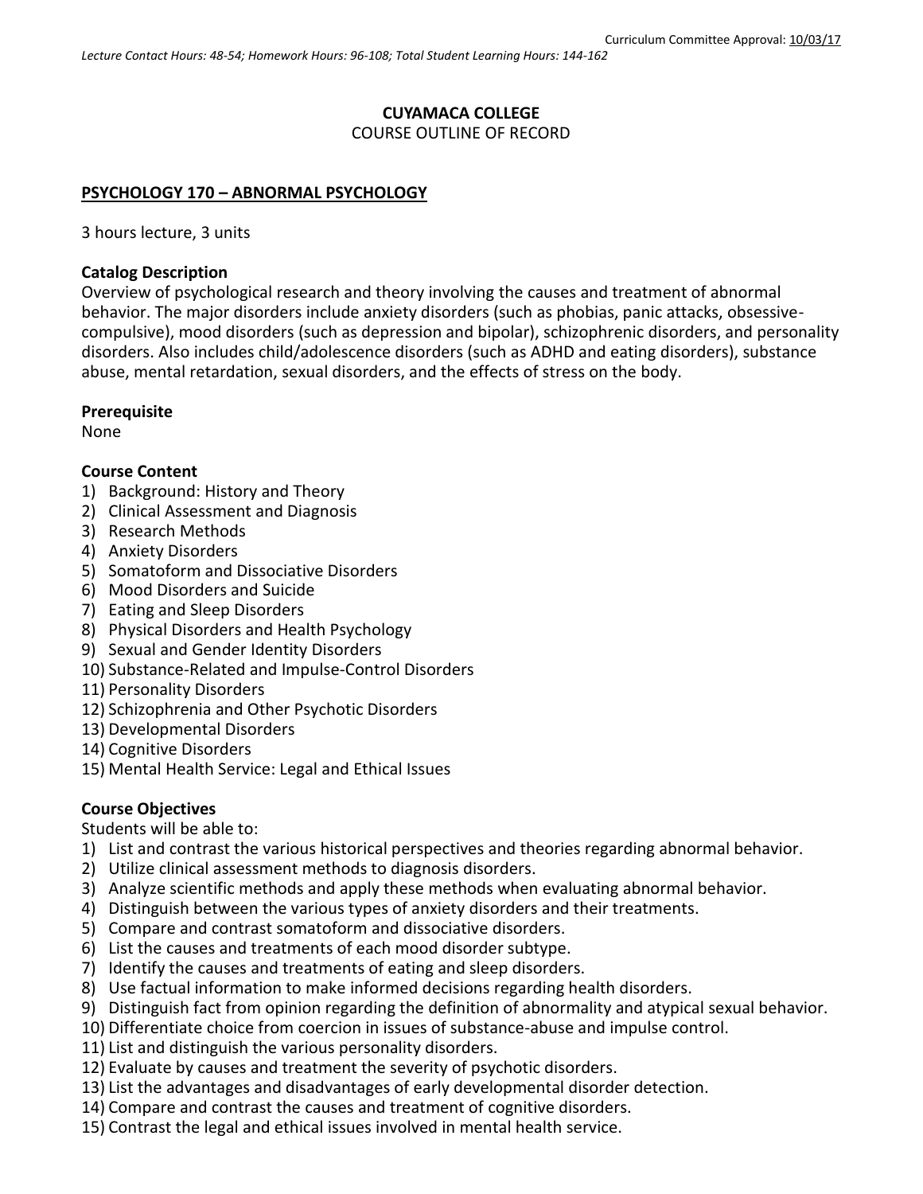Curriculum Committee Approval: 10/03/17

*Lecture Contact Hours: 48-54; Homework Hours: 96-108; Total Student Learning Hours: 144-162*

**CUYAMACA COLLEGE**
COURSE OUTLINE OF RECORD

## PSYCHOLOGY 170 – ABNORMAL PSYCHOLOGY

3 hours lecture, 3 units

### Catalog Description

Overview of psychological research and theory involving the causes and treatment of abnormal behavior. The major disorders include anxiety disorders (such as phobias, panic attacks, obsessive-compulsive), mood disorders (such as depression and bipolar), schizophrenic disorders, and personality disorders. Also includes child/adolescence disorders (such as ADHD and eating disorders), substance abuse, mental retardation, sexual disorders, and the effects of stress on the body.

### Prerequisite

None

### Course Content

1) Background: History and Theory
2) Clinical Assessment and Diagnosis
3) Research Methods
4) Anxiety Disorders
5) Somatoform and Dissociative Disorders
6) Mood Disorders and Suicide
7) Eating and Sleep Disorders
8) Physical Disorders and Health Psychology
9) Sexual and Gender Identity Disorders
10) Substance-Related and Impulse-Control Disorders
11) Personality Disorders
12) Schizophrenia and Other Psychotic Disorders
13) Developmental Disorders
14) Cognitive Disorders
15) Mental Health Service: Legal and Ethical Issues

### Course Objectives

Students will be able to:

1) List and contrast the various historical perspectives and theories regarding abnormal behavior.
2) Utilize clinical assessment methods to diagnosis disorders.
3) Analyze scientific methods and apply these methods when evaluating abnormal behavior.
4) Distinguish between the various types of anxiety disorders and their treatments.
5) Compare and contrast somatoform and dissociative disorders.
6) List the causes and treatments of each mood disorder subtype.
7) Identify the causes and treatments of eating and sleep disorders.
8) Use factual information to make informed decisions regarding health disorders.
9) Distinguish fact from opinion regarding the definition of abnormality and atypical sexual behavior.
10) Differentiate choice from coercion in issues of substance-abuse and impulse control.
11) List and distinguish the various personality disorders.
12) Evaluate by causes and treatment the severity of psychotic disorders.
13) List the advantages and disadvantages of early developmental disorder detection.
14) Compare and contrast the causes and treatment of cognitive disorders.
15) Contrast the legal and ethical issues involved in mental health service.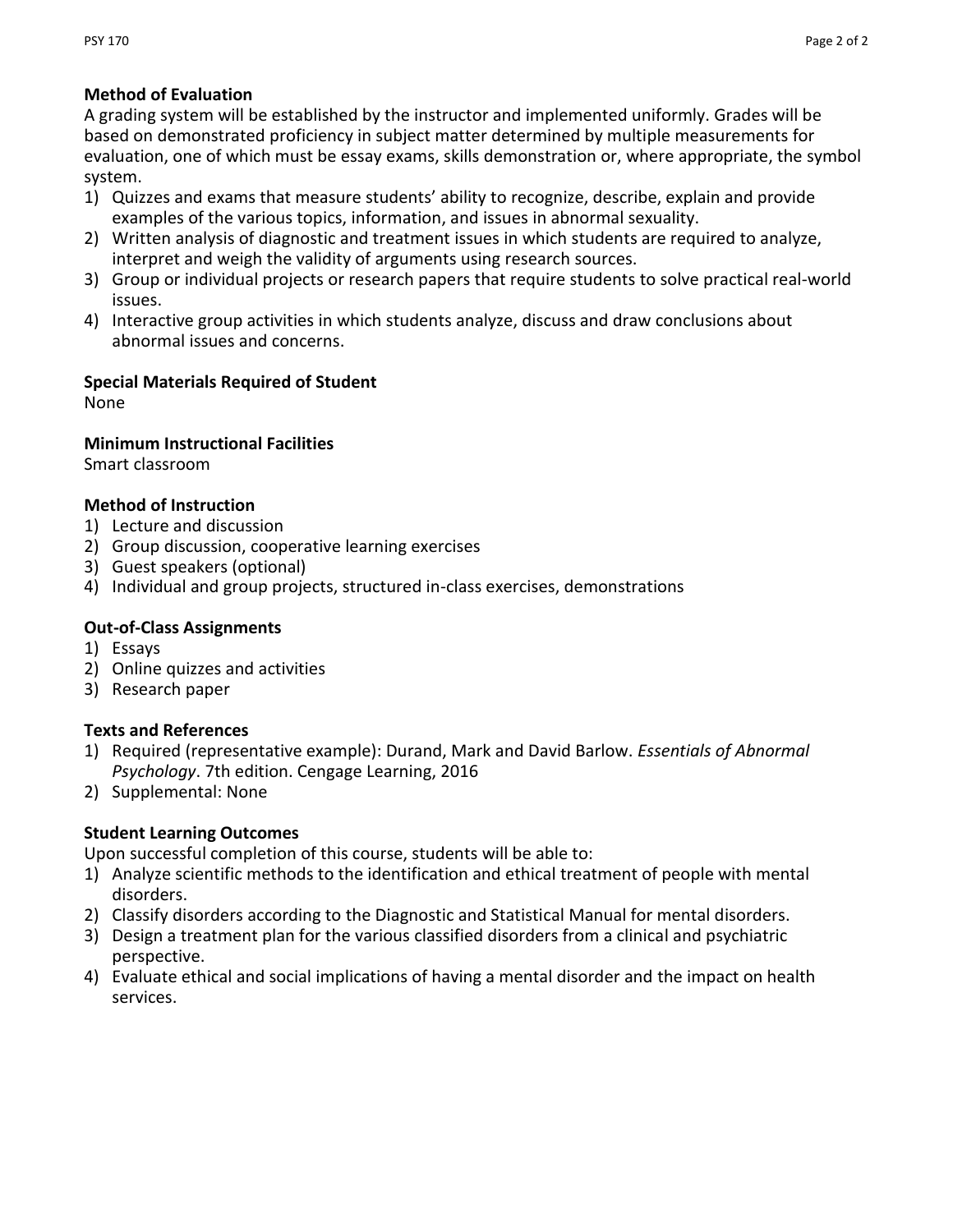## Method of Evaluation

A grading system will be established by the instructor and implemented uniformly. Grades will be based on demonstrated proficiency in subject matter determined by multiple measurements for evaluation, one of which must be essay exams, skills demonstration or, where appropriate, the symbol system.

1) Quizzes and exams that measure students' ability to recognize, describe, explain and provide examples of the various topics, information, and issues in abnormal sexuality.
2) Written analysis of diagnostic and treatment issues in which students are required to analyze, interpret and weigh the validity of arguments using research sources.
3) Group or individual projects or research papers that require students to solve practical real-world issues.
4) Interactive group activities in which students analyze, discuss and draw conclusions about abnormal issues and concerns.

## Special Materials Required of Student

None

## Minimum Instructional Facilities

Smart classroom

## Method of Instruction

1) Lecture and discussion
2) Group discussion, cooperative learning exercises
3) Guest speakers (optional)
4) Individual and group projects, structured in-class exercises, demonstrations

## Out-of-Class Assignments

1) Essays
2) Online quizzes and activities
3) Research paper

## Texts and References

1) Required (representative example): Durand, Mark and David Barlow. *Essentials of Abnormal Psychology*. 7th edition. Cengage Learning, 2016
2) Supplemental: None

## Student Learning Outcomes

Upon successful completion of this course, students will be able to:

1) Analyze scientific methods to the identification and ethical treatment of people with mental disorders.
2) Classify disorders according to the Diagnostic and Statistical Manual for mental disorders.
3) Design a treatment plan for the various classified disorders from a clinical and psychiatric perspective.
4) Evaluate ethical and social implications of having a mental disorder and the impact on health services.